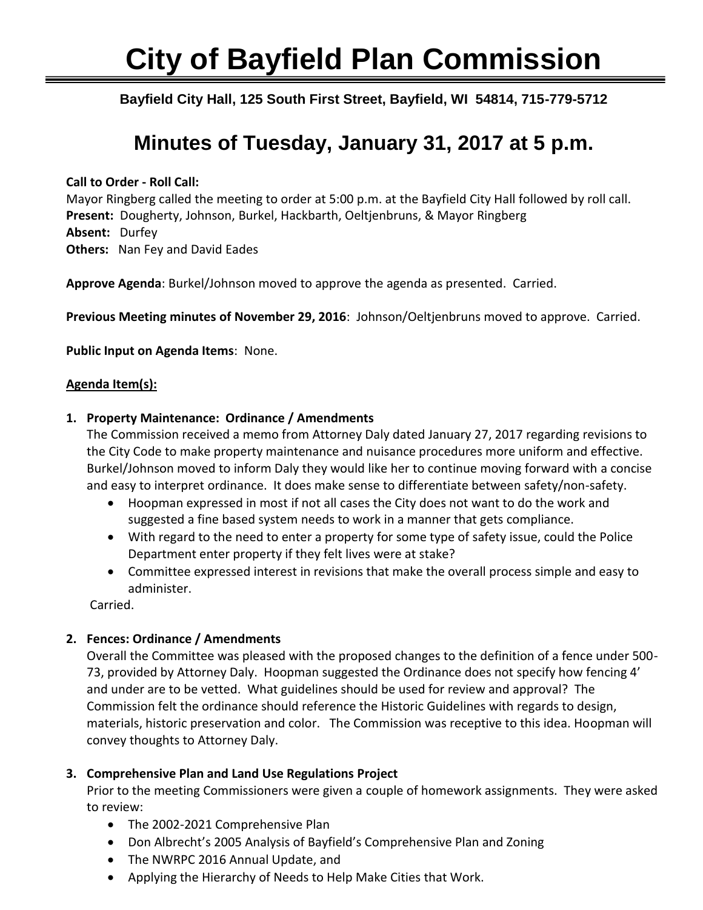# City of Bayfield Plan Commission

**Bayfield City Hall, 125 South First Street, Bayfield, WI 54814, 715-779-5712**

## Minutes of Tuesday, January 31, 2017 at 5 p.m.

**Call to Order - Roll Call:**
Mayor Ringberg called the meeting to order at 5:00 p.m. at the Bayfield City Hall followed by roll call.
**Present:** Dougherty, Johnson, Burkel, Hackbarth, Oeltjenbruns, & Mayor Ringberg
**Absent:** Durfey
**Others:** Nan Fey and David Eades

**Approve Agenda**: Burkel/Johnson moved to approve the agenda as presented. Carried.

**Previous Meeting minutes of November 29, 2016**: Johnson/Oeltjenbruns moved to approve. Carried.

**Public Input on Agenda Items**: None.

**Agenda Item(s):**

1. **Property Maintenance: Ordinance / Amendments**
   The Commission received a memo from Attorney Daly dated January 27, 2017 regarding revisions to the City Code to make property maintenance and nuisance procedures more uniform and effective. Burkel/Johnson moved to inform Daly they would like her to continue moving forward with a concise and easy to interpret ordinance. It does make sense to differentiate between safety/non-safety.
   - Hoopman expressed in most if not all cases the City does not want to do the work and suggested a fine based system needs to work in a manner that gets compliance.
   - With regard to the need to enter a property for some type of safety issue, could the Police Department enter property if they felt lives were at stake?
   - Committee expressed interest in revisions that make the overall process simple and easy to administer.

   Carried.

2. **Fences: Ordinance / Amendments**
   Overall the Committee was pleased with the proposed changes to the definition of a fence under 500-73, provided by Attorney Daly. Hoopman suggested the Ordinance does not specify how fencing 4' and under are to be vetted. What guidelines should be used for review and approval? The Commission felt the ordinance should reference the Historic Guidelines with regards to design, materials, historic preservation and color. The Commission was receptive to this idea. Hoopman will convey thoughts to Attorney Daly.

3. **Comprehensive Plan and Land Use Regulations Project**
   Prior to the meeting Commissioners were given a couple of homework assignments. They were asked to review:
   - The 2002-2021 Comprehensive Plan
   - Don Albrecht's 2005 Analysis of Bayfield's Comprehensive Plan and Zoning
   - The NWRPC 2016 Annual Update, and
   - Applying the Hierarchy of Needs to Help Make Cities that Work.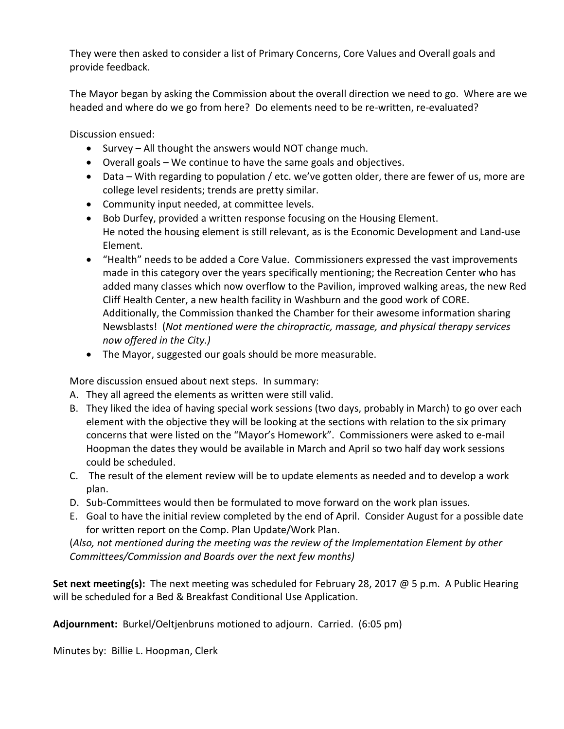They were then asked to consider a list of Primary Concerns, Core Values and Overall goals and provide feedback.

The Mayor began by asking the Commission about the overall direction we need to go. Where are we headed and where do we go from here? Do elements need to be re-written, re-evaluated?

Discussion ensued:

- Survey – All thought the answers would NOT change much.
- Overall goals – We continue to have the same goals and objectives.
- Data – With regarding to population / etc. we've gotten older, there are fewer of us, more are college level residents; trends are pretty similar.
- Community input needed, at committee levels.
- Bob Durfey, provided a written response focusing on the Housing Element.
  He noted the housing element is still relevant, as is the Economic Development and Land-use Element.
- "Health" needs to be added a Core Value. Commissioners expressed the vast improvements made in this category over the years specifically mentioning; the Recreation Center who has added many classes which now overflow to the Pavilion, improved walking areas, the new Red Cliff Health Center, a new health facility in Washburn and the good work of CORE. Additionally, the Commission thanked the Chamber for their awesome information sharing Newsblasts! (*Not mentioned were the chiropractic, massage, and physical therapy services now offered in the City.)*
- The Mayor, suggested our goals should be more measurable.

More discussion ensued about next steps. In summary:

A. They all agreed the elements as written were still valid.
B. They liked the idea of having special work sessions (two days, probably in March) to go over each element with the objective they will be looking at the sections with relation to the six primary concerns that were listed on the "Mayor's Homework". Commissioners were asked to e-mail Hoopman the dates they would be available in March and April so two half day work sessions could be scheduled.
C. The result of the element review will be to update elements as needed and to develop a work plan.
D. Sub-Committees would then be formulated to move forward on the work plan issues.
E. Goal to have the initial review completed by the end of April. Consider August for a possible date for written report on the Comp. Plan Update/Work Plan.

(*Also, not mentioned during the meeting was the review of the Implementation Element by other Committees/Commission and Boards over the next few months)*

**Set next meeting(s):** The next meeting was scheduled for February 28, 2017 @ 5 p.m. A Public Hearing will be scheduled for a Bed & Breakfast Conditional Use Application.

**Adjournment:** Burkel/Oeltjenbruns motioned to adjourn. Carried. (6:05 pm)

Minutes by: Billie L. Hoopman, Clerk